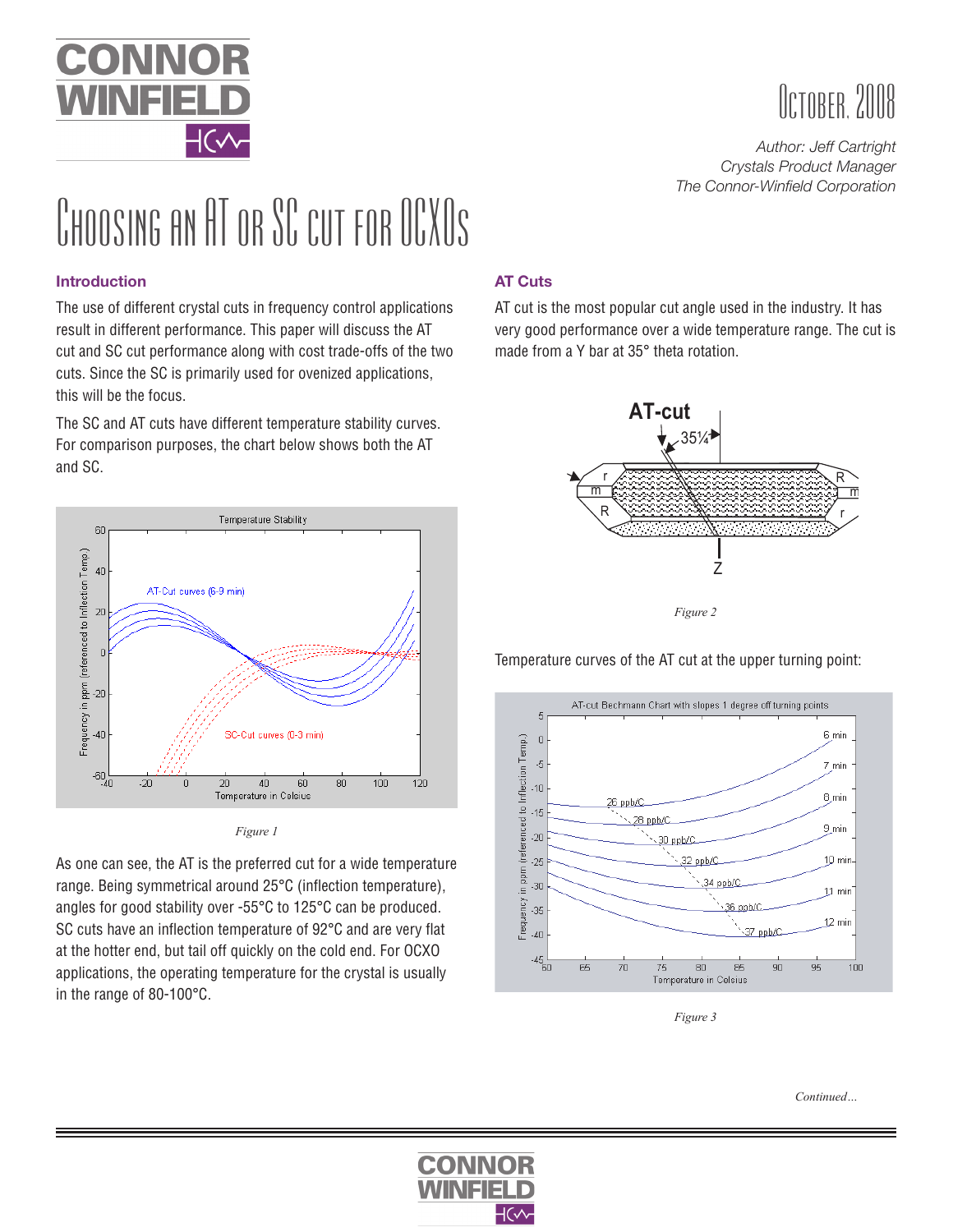# Choosing an AT or SC cut for OCXOs

October, 2008

*Author: Jeff Cartright*
*Crystals Product Manager*
*The Connor-Winfield Corporation*

## Introduction

The use of different crystal cuts in frequency control applications result in different performance. This paper will discuss the AT cut and SC cut performance along with cost trade-offs of the two cuts. Since the SC is primarily used for ovenized applications, this will be the focus.

The SC and AT cuts have different temperature stability curves. For comparison purposes, the chart below shows both the AT and SC.

*Figure 1*

As one can see, the AT is the preferred cut for a wide temperature range. Being symmetrical around 25°C (inflection temperature), angles for good stability over -55°C to 125°C can be produced. SC cuts have an inflection temperature of 92°C and are very flat at the hotter end, but tail off quickly on the cold end. For OCXO applications, the operating temperature for the crystal is usually in the range of 80-100°C.

## AT Cuts

AT cut is the most popular cut angle used in the industry. It has very good performance over a wide temperature range. The cut is made from a Y bar at 35° theta rotation.

*Figure 2*

Temperature curves of the AT cut at the upper turning point:

*Figure 3*

*Continued…*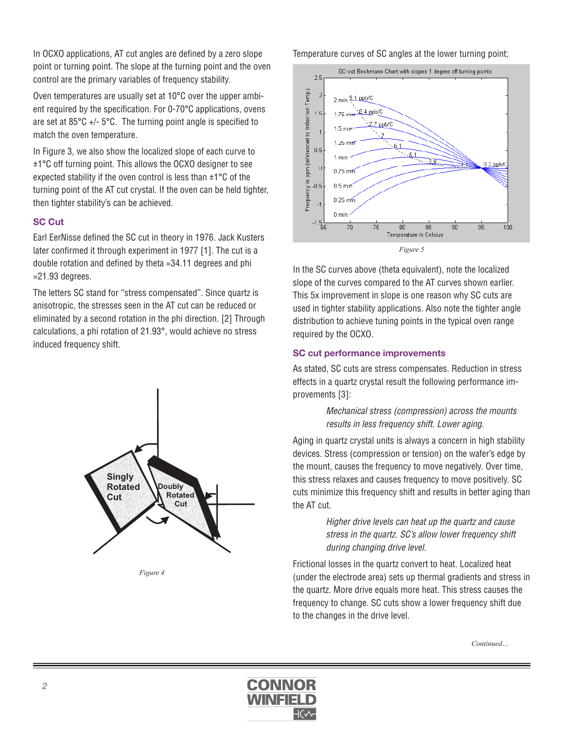In OCXO applications, AT cut angles are defined by a zero slope point or turning point. The slope at the turning point and the oven control are the primary variables of frequency stability.

Oven temperatures are usually set at 10°C over the upper ambient required by the specification. For 0-70°C applications, ovens are set at 85°C +/- 5°C. The turning point angle is specified to match the oven temperature.

In Figure 3, we also show the localized slope of each curve to ±1°C off turning point. This allows the OCXO designer to see expected stability if the oven control is less than ±1°C of the turning point of the AT cut crystal. If the oven can be held tighter, then tighter stability's can be achieved.

### SC Cut

Earl EerNisse defined the SC cut in theory in 1976. Jack Kusters later confirmed it through experiment in 1977 [1]. The cut is a double rotation and defined by theta =34.11 degrees and phi =21.93 degrees.

The letters SC stand for "stress compensated". Since quartz is anisotropic, the stresses seen in the AT cut can be reduced or eliminated by a second rotation in the phi direction. [2] Through calculations, a phi rotation of 21.93°, would achieve no stress induced frequency shift.

*Figure 4*

Temperature curves of SC angles at the lower turning point;

*Figure 5*

In the SC curves above (theta equivalent), note the localized slope of the curves compared to the AT curves shown earlier. This 5x improvement in slope is one reason why SC cuts are used in tighter stability applications. Also note the tighter angle distribution to achieve tuning points in the typical oven range required by the OCXO.

### SC cut performance improvements

As stated, SC cuts are stress compensates. Reduction in stress effects in a quartz crystal result the following performance improvements [3]:

> *Mechanical stress (compression) across the mounts results in less frequency shift. Lower aging.*

Aging in quartz crystal units is always a concern in high stability devices. Stress (compression or tension) on the wafer's edge by the mount, causes the frequency to move negatively. Over time, this stress relaxes and causes frequency to move positively. SC cuts minimize this frequency shift and results in better aging than the AT cut.

> *Higher drive levels can heat up the quartz and cause stress in the quartz. SC's allow lower frequency shift during changing drive level.*

Frictional losses in the quartz convert to heat. Localized heat (under the electrode area) sets up thermal gradients and stress in the quartz. More drive equals more heat. This stress causes the frequency to change. SC cuts show a lower frequency shift due to the changes in the drive level.

*Continued…*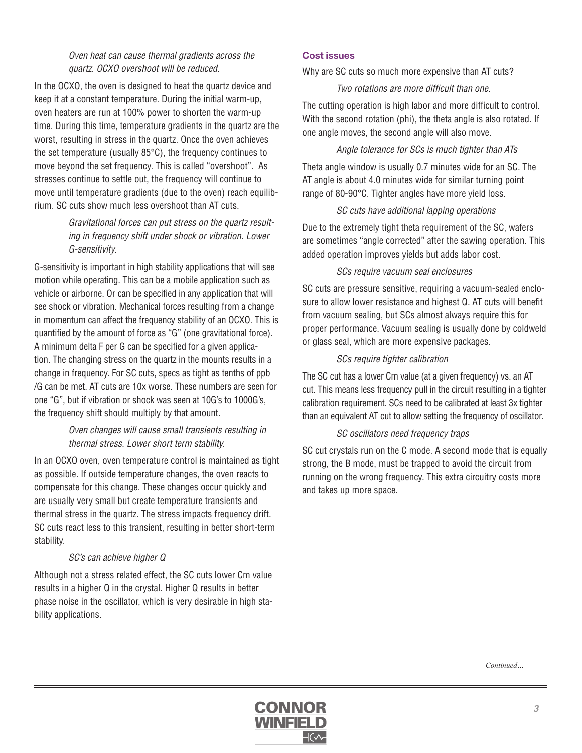*Oven heat can cause thermal gradients across the quartz. OCXO overshoot will be reduced.*

In the OCXO, the oven is designed to heat the quartz device and keep it at a constant temperature. During the initial warm-up, oven heaters are run at 100% power to shorten the warm-up time. During this time, temperature gradients in the quartz are the worst, resulting in stress in the quartz. Once the oven achieves the set temperature (usually 85°C), the frequency continues to move beyond the set frequency. This is called "overshoot". As stresses continue to settle out, the frequency will continue to move until temperature gradients (due to the oven) reach equilibrium. SC cuts show much less overshoot than AT cuts.

*Gravitational forces can put stress on the quartz resulting in frequency shift under shock or vibration. Lower G-sensitivity.*

G-sensitivity is important in high stability applications that will see motion while operating. This can be a mobile application such as vehicle or airborne. Or can be specified in any application that will see shock or vibration. Mechanical forces resulting from a change in momentum can affect the frequency stability of an OCXO. This is quantified by the amount of force as "G" (one gravitational force). A minimum delta F per G can be specified for a given application. The changing stress on the quartz in the mounts results in a change in frequency. For SC cuts, specs as tight as tenths of ppb /G can be met. AT cuts are 10x worse. These numbers are seen for one "G", but if vibration or shock was seen at 10G's to 1000G's, the frequency shift should multiply by that amount.

*Oven changes will cause small transients resulting in thermal stress. Lower short term stability.*

In an OCXO oven, oven temperature control is maintained as tight as possible. If outside temperature changes, the oven reacts to compensate for this change. These changes occur quickly and are usually very small but create temperature transients and thermal stress in the quartz. The stress impacts frequency drift. SC cuts react less to this transient, resulting in better short-term stability.

*SC's can achieve higher Q*

Although not a stress related effect, the SC cuts lower Cm value results in a higher Q in the crystal. Higher Q results in better phase noise in the oscillator, which is very desirable in high stability applications.

### Cost issues

Why are SC cuts so much more expensive than AT cuts?

*Two rotations are more difficult than one.*

The cutting operation is high labor and more difficult to control. With the second rotation (phi), the theta angle is also rotated. If one angle moves, the second angle will also move.

*Angle tolerance for SCs is much tighter than ATs*

Theta angle window is usually 0.7 minutes wide for an SC. The AT angle is about 4.0 minutes wide for similar turning point range of 80-90°C. Tighter angles have more yield loss.

*SC cuts have additional lapping operations*

Due to the extremely tight theta requirement of the SC, wafers are sometimes "angle corrected" after the sawing operation. This added operation improves yields but adds labor cost.

*SCs require vacuum seal enclosures*

SC cuts are pressure sensitive, requiring a vacuum-sealed enclosure to allow lower resistance and highest Q. AT cuts will benefit from vacuum sealing, but SCs almost always require this for proper performance. Vacuum sealing is usually done by coldweld or glass seal, which are more expensive packages.

*SCs require tighter calibration*

The SC cut has a lower Cm value (at a given frequency) vs. an AT cut. This means less frequency pull in the circuit resulting in a tighter calibration requirement. SCs need to be calibrated at least 3x tighter than an equivalent AT cut to allow setting the frequency of oscillator.

*SC oscillators need frequency traps*

SC cut crystals run on the C mode. A second mode that is equally strong, the B mode, must be trapped to avoid the circuit from running on the wrong frequency. This extra circuitry costs more and takes up more space.

*Continued…*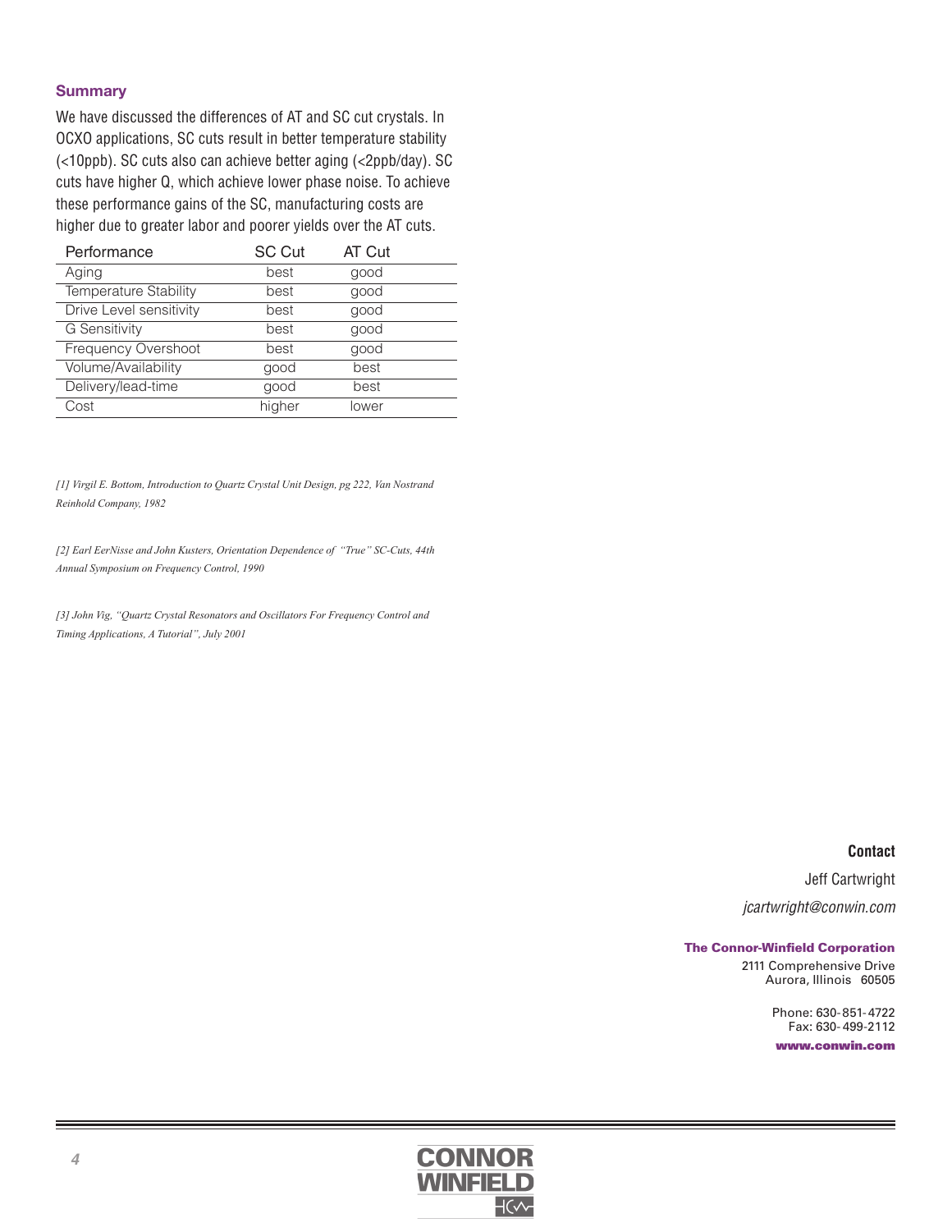## Summary

We have discussed the differences of AT and SC cut crystals. In OCXO applications, SC cuts result in better temperature stability (<10ppb). SC cuts also can achieve better aging (<2ppb/day). SC cuts have higher Q, which achieve lower phase noise. To achieve these performance gains of the SC, manufacturing costs are higher due to greater labor and poorer yields over the AT cuts.

| Performance | SC Cut | AT Cut |
|---|---|---|
| Aging | best | good |
| Temperature Stability | best | good |
| Drive Level sensitivity | best | good |
| G Sensitivity | best | good |
| Frequency Overshoot | best | good |
| Volume/Availability | good | best |
| Delivery/lead-time | good | best |
| Cost | higher | lower |

*[1] Virgil E. Bottom, Introduction to Quartz Crystal Unit Design, pg 222, Van Nostrand Reinhold Company, 1982*

*[2] Earl EerNisse and John Kusters, Orientation Dependence of "True" SC-Cuts, 44th Annual Symposium on Frequency Control, 1990*

*[3] John Vig, "Quartz Crystal Resonators and Oscillators For Frequency Control and Timing Applications, A Tutorial", July 2001*

**Contact**

Jeff Cartwright

*jcartwright@conwin.com*

**The Connor-Winfield Corporation**

2111 Comprehensive Drive
Aurora, Illinois 60505

Phone: 630-851-4722
Fax: 630-499-2112

**www.conwin.com**

CONNOR WINFIELD